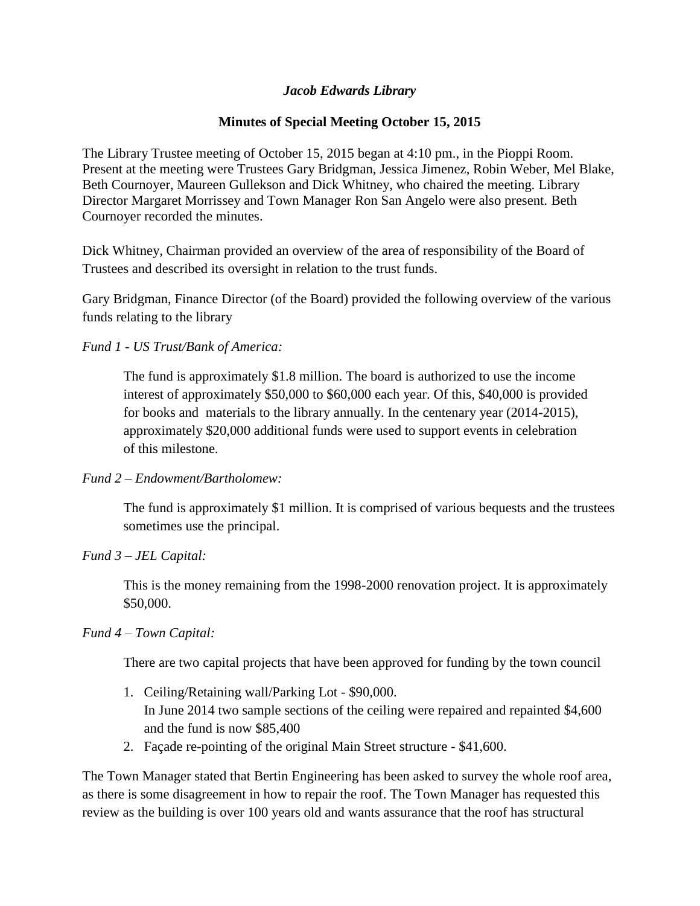***Jacob Edwards Library***

**Minutes of Special Meeting October 15, 2015**

The Library Trustee meeting of October 15, 2015 began at 4:10 pm., in the Pioppi Room. Present at the meeting were Trustees Gary Bridgman, Jessica Jimenez, Robin Weber, Mel Blake, Beth Cournoyer, Maureen Gullekson and Dick Whitney, who chaired the meeting. Library Director Margaret Morrissey and Town Manager Ron San Angelo were also present. Beth Cournoyer recorded the minutes.

Dick Whitney, Chairman provided an overview of the area of responsibility of the Board of Trustees and described its oversight in relation to the trust funds.

Gary Bridgman, Finance Director (of the Board) provided the following overview of the various funds relating to the library

*Fund 1 - US Trust/Bank of America:*

> The fund is approximately $1.8 million. The board is authorized to use the income interest of approximately $50,000 to $60,000 each year. Of this, $40,000 is provided for books and materials to the library annually. In the centenary year (2014-2015), approximately $20,000 additional funds were used to support events in celebration of this milestone.

*Fund 2 – Endowment/Bartholomew:*

> The fund is approximately $1 million. It is comprised of various bequests and the trustees sometimes use the principal.

*Fund 3 – JEL Capital:*

> This is the money remaining from the 1998-2000 renovation project. It is approximately $50,000.

*Fund 4 – Town Capital:*

> There are two capital projects that have been approved for funding by the town council
>
> 1. Ceiling/Retaining wall/Parking Lot - $90,000.
>    In June 2014 two sample sections of the ceiling were repaired and repainted $4,600 and the fund is now $85,400
> 2. Façade re-pointing of the original Main Street structure - $41,600.

The Town Manager stated that Bertin Engineering has been asked to survey the whole roof area, as there is some disagreement in how to repair the roof. The Town Manager has requested this review as the building is over 100 years old and wants assurance that the roof has structural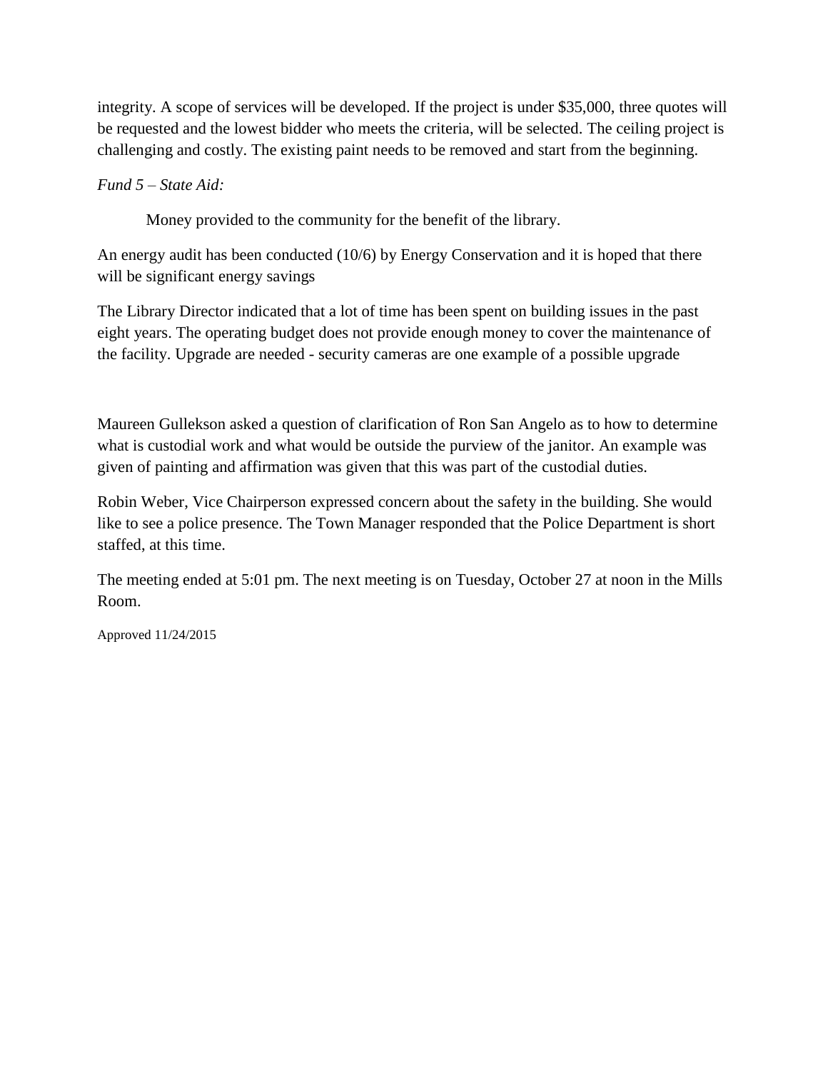integrity. A scope of services will be developed. If the project is under $35,000, three quotes will be requested and the lowest bidder who meets the criteria, will be selected. The ceiling project is challenging and costly. The existing paint needs to be removed and start from the beginning.

*Fund 5 – State Aid:*

Money provided to the community for the benefit of the library.

An energy audit has been conducted (10/6) by Energy Conservation and it is hoped that there will be significant energy savings

The Library Director indicated that a lot of time has been spent on building issues in the past eight years. The operating budget does not provide enough money to cover the maintenance of the facility. Upgrade are needed - security cameras are one example of a possible upgrade

Maureen Gullekson asked a question of clarification of Ron San Angelo as to how to determine what is custodial work and what would be outside the purview of the janitor. An example was given of painting and affirmation was given that this was part of the custodial duties.

Robin Weber, Vice Chairperson expressed concern about the safety in the building. She would like to see a police presence. The Town Manager responded that the Police Department is short staffed, at this time.

The meeting ended at 5:01 pm. The next meeting is on Tuesday, October 27 at noon in the Mills Room.

Approved 11/24/2015